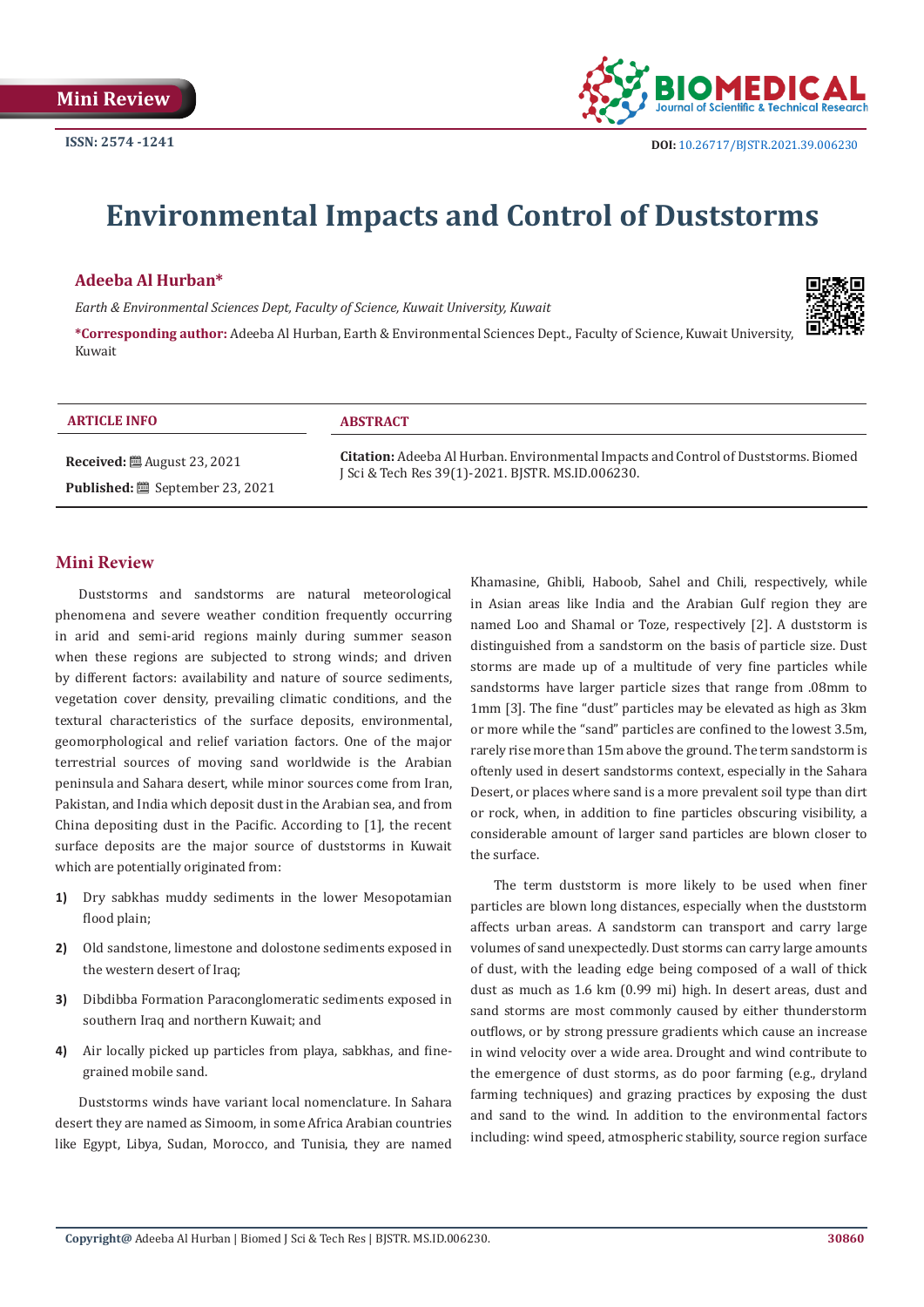Mini Review

ISSN: 2574 -1241

DOI: 10.26717/BJSTR.2021.39.006230

# Environmental Impacts and Control of Duststorms

**Adeeba Al Hurban***

*Earth & Environmental Sciences Dept, Faculty of Science, Kuwait University, Kuwait*

***Corresponding author:** Adeeba Al Hurban, Earth & Environmental Sciences Dept., Faculty of Science, Kuwait University, Kuwait

| ARTICLE INFO | ABSTRACT |
| --- | --- |
| **Received:** August 23, 2021<br>**Published:** September 23, 2021 | **Citation:** Adeeba Al Hurban. Environmental Impacts and Control of Duststorms. Biomed J Sci & Tech Res 39(1)-2021. BJSTR. MS.ID.006230. |

## Mini Review

Duststorms and sandstorms are natural meteorological phenomena and severe weather condition frequently occurring in arid and semi-arid regions mainly during summer season when these regions are subjected to strong winds; and driven by different factors: availability and nature of source sediments, vegetation cover density, prevailing climatic conditions, and the textural characteristics of the surface deposits, environmental, geomorphological and relief variation factors. One of the major terrestrial sources of moving sand worldwide is the Arabian peninsula and Sahara desert, while minor sources come from Iran, Pakistan, and India which deposit dust in the Arabian sea, and from China depositing dust in the Pacific. According to [1], the recent surface deposits are the major source of duststorms in Kuwait which are potentially originated from:

1) Dry sabkhas muddy sediments in the lower Mesopotamian flood plain;
2) Old sandstone, limestone and dolostone sediments exposed in the western desert of Iraq;
3) Dibdibba Formation Paraconglomeratic sediments exposed in southern Iraq and northern Kuwait; and
4) Air locally picked up particles from playa, sabkhas, and fine-grained mobile sand.

Duststorms winds have variant local nomenclature. In Sahara desert they are named as Simoom, in some Africa Arabian countries like Egypt, Libya, Sudan, Morocco, and Tunisia, they are named Khamasine, Ghibli, Haboob, Sahel and Chili, respectively, while in Asian areas like India and the Arabian Gulf region they are named Loo and Shamal or Toze, respectively [2]. A duststorm is distinguished from a sandstorm on the basis of particle size. Dust storms are made up of a multitude of very fine particles while sandstorms have larger particle sizes that range from .08mm to 1mm [3]. The fine "dust" particles may be elevated as high as 3km or more while the "sand" particles are confined to the lowest 3.5m, rarely rise more than 15m above the ground. The term sandstorm is oftenly used in desert sandstorms context, especially in the Sahara Desert, or places where sand is a more prevalent soil type than dirt or rock, when, in addition to fine particles obscuring visibility, a considerable amount of larger sand particles are blown closer to the surface.

The term duststorm is more likely to be used when finer particles are blown long distances, especially when the duststorm affects urban areas. A sandstorm can transport and carry large volumes of sand unexpectedly. Dust storms can carry large amounts of dust, with the leading edge being composed of a wall of thick dust as much as 1.6 km (0.99 mi) high. In desert areas, dust and sand storms are most commonly caused by either thunderstorm outflows, or by strong pressure gradients which cause an increase in wind velocity over a wide area. Drought and wind contribute to the emergence of dust storms, as do poor farming (e.g., dryland farming techniques) and grazing practices by exposing the dust and sand to the wind. In addition to the environmental factors including: wind speed, atmospheric stability, source region surface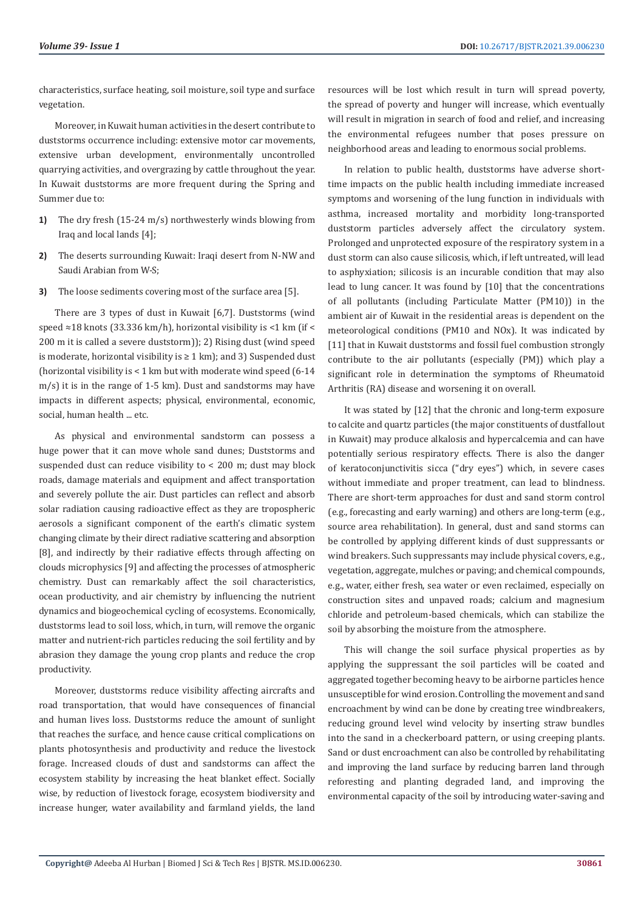characteristics, surface heating, soil moisture, soil type and surface vegetation.

Moreover, in Kuwait human activities in the desert contribute to duststorms occurrence including: extensive motor car movements, extensive urban development, environmentally uncontrolled quarrying activities, and overgrazing by cattle throughout the year. In Kuwait duststorms are more frequent during the Spring and Summer due to:

1) The dry fresh (15-24 m/s) northwesterly winds blowing from Iraq and local lands [4];
2) The deserts surrounding Kuwait: Iraqi desert from N-NW and Saudi Arabian from W-S;
3) The loose sediments covering most of the surface area [5].

There are 3 types of dust in Kuwait [6,7]. Duststorms (wind speed ≈18 knots (33.336 km/h), horizontal visibility is <1 km (if < 200 m it is called a severe duststorm)); 2) Rising dust (wind speed is moderate, horizontal visibility is ≥ 1 km); and 3) Suspended dust (horizontal visibility is < 1 km but with moderate wind speed (6-14 m/s) it is in the range of 1-5 km). Dust and sandstorms may have impacts in different aspects; physical, environmental, economic, social, human health ... etc.

As physical and environmental sandstorm can possess a huge power that it can move whole sand dunes; Duststorms and suspended dust can reduce visibility to < 200 m; dust may block roads, damage materials and equipment and affect transportation and severely pollute the air. Dust particles can reflect and absorb solar radiation causing radioactive effect as they are tropospheric aerosols a significant component of the earth's climatic system changing climate by their direct radiative scattering and absorption [8], and indirectly by their radiative effects through affecting on clouds microphysics [9] and affecting the processes of atmospheric chemistry. Dust can remarkably affect the soil characteristics, ocean productivity, and air chemistry by influencing the nutrient dynamics and biogeochemical cycling of ecosystems. Economically, duststorms lead to soil loss, which, in turn, will remove the organic matter and nutrient-rich particles reducing the soil fertility and by abrasion they damage the young crop plants and reduce the crop productivity.

Moreover, duststorms reduce visibility affecting aircrafts and road transportation, that would have consequences of financial and human lives loss. Duststorms reduce the amount of sunlight that reaches the surface, and hence cause critical complications on plants photosynthesis and productivity and reduce the livestock forage. Increased clouds of dust and sandstorms can affect the ecosystem stability by increasing the heat blanket effect. Socially wise, by reduction of livestock forage, ecosystem biodiversity and increase hunger, water availability and farmland yields, the land resources will be lost which result in turn will spread poverty, the spread of poverty and hunger will increase, which eventually will result in migration in search of food and relief, and increasing the environmental refugees number that poses pressure on neighborhood areas and leading to enormous social problems.

In relation to public health, duststorms have adverse short-time impacts on the public health including immediate increased symptoms and worsening of the lung function in individuals with asthma, increased mortality and morbidity long-transported duststorm particles adversely affect the circulatory system. Prolonged and unprotected exposure of the respiratory system in a dust storm can also cause silicosis, which, if left untreated, will lead to asphyxiation; silicosis is an incurable condition that may also lead to lung cancer. It was found by [10] that the concentrations of all pollutants (including Particulate Matter (PM10)) in the ambient air of Kuwait in the residential areas is dependent on the meteorological conditions (PM10 and NOx). It was indicated by [11] that in Kuwait duststorms and fossil fuel combustion strongly contribute to the air pollutants (especially (PM)) which play a significant role in determination the symptoms of Rheumatoid Arthritis (RA) disease and worsening it on overall.

It was stated by [12] that the chronic and long-term exposure to calcite and quartz particles (the major constituents of dustfallout in Kuwait) may produce alkalosis and hypercalcemia and can have potentially serious respiratory effects. There is also the danger of keratoconjunctivitis sicca ("dry eyes") which, in severe cases without immediate and proper treatment, can lead to blindness. There are short-term approaches for dust and sand storm control (e.g., forecasting and early warning) and others are long-term (e.g., source area rehabilitation). In general, dust and sand storms can be controlled by applying different kinds of dust suppressants or wind breakers. Such suppressants may include physical covers, e.g., vegetation, aggregate, mulches or paving; and chemical compounds, e.g., water, either fresh, sea water or even reclaimed, especially on construction sites and unpaved roads; calcium and magnesium chloride and petroleum-based chemicals, which can stabilize the soil by absorbing the moisture from the atmosphere.

This will change the soil surface physical properties as by applying the suppressant the soil particles will be coated and aggregated together becoming heavy to be airborne particles hence unsusceptible for wind erosion. Controlling the movement and sand encroachment by wind can be done by creating tree windbreakers, reducing ground level wind velocity by inserting straw bundles into the sand in a checkerboard pattern, or using creeping plants. Sand or dust encroachment can also be controlled by rehabilitating and improving the land surface by reducing barren land through reforesting and planting degraded land, and improving the environmental capacity of the soil by introducing water-saving and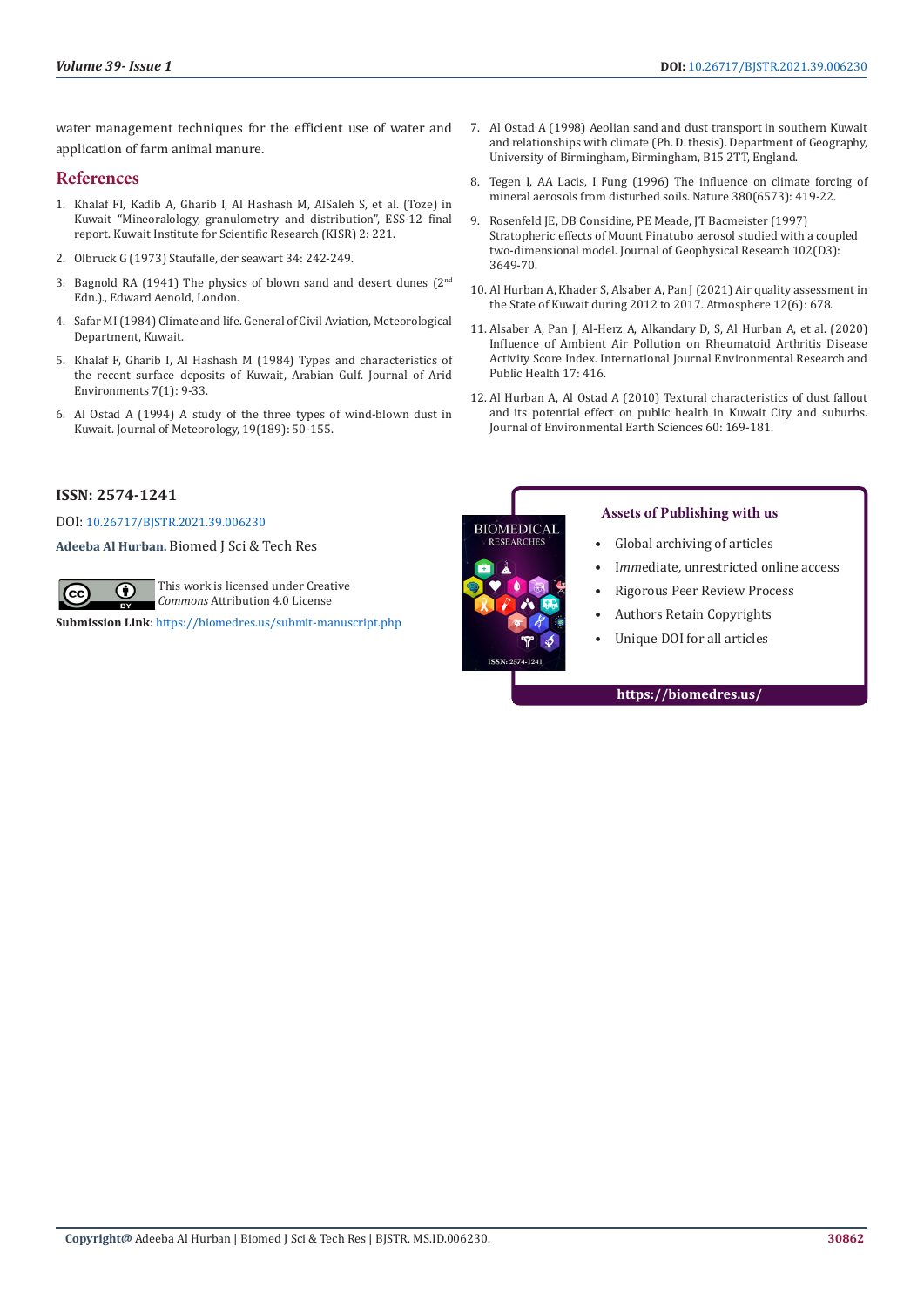water management techniques for the efficient use of water and application of farm animal manure.

## References

1. Khalaf FI, Kadib A, Gharib I, Al Hashash M, AlSaleh S, et al. (Toze) in Kuwait "Mineoralology, granulometry and distribution", ESS-12 final report. Kuwait Institute for Scientific Research (KISR) 2: 221.
2. Olbruck G (1973) Staufalle, der seawart 34: 242-249.
3. Bagnold RA (1941) The physics of blown sand and desert dunes (2nd Edn.)., Edward Aenold, London.
4. Safar MI (1984) Climate and life. General of Civil Aviation, Meteorological Department, Kuwait.
5. Khalaf F, Gharib I, Al Hashash M (1984) Types and characteristics of the recent surface deposits of Kuwait, Arabian Gulf. Journal of Arid Environments 7(1): 9-33.
6. Al Ostad A (1994) A study of the three types of wind-blown dust in Kuwait. Journal of Meteorology, 19(189): 50-155.
7. Al Ostad A (1998) Aeolian sand and dust transport in southern Kuwait and relationships with climate (Ph. D. thesis). Department of Geography, University of Birmingham, Birmingham, B15 2TT, England.
8. Tegen I, AA Lacis, I Fung (1996) The influence on climate forcing of mineral aerosols from disturbed soils. Nature 380(6573): 419-22.
9. Rosenfeld JE, DB Considine, PE Meade, JT Bacmeister (1997) Stratopheric effects of Mount Pinatubo aerosol studied with a coupled two-dimensional model. Journal of Geophysical Research 102(D3): 3649-70.
10. Al Hurban A, Khader S, Alsaber A, Pan J (2021) Air quality assessment in the State of Kuwait during 2012 to 2017. Atmosphere 12(6): 678.
11. Alsaber A, Pan J, Al-Herz A, Alkandary D, S, Al Hurban A, et al. (2020) Influence of Ambient Air Pollution on Rheumatoid Arthritis Disease Activity Score Index. International Journal Environmental Research and Public Health 17: 416.
12. Al Hurban A, Al Ostad A (2010) Textural characteristics of dust fallout and its potential effect on public health in Kuwait City and suburbs. Journal of Environmental Earth Sciences 60: 169-181.

**ISSN: 2574-1241**

DOI: 10.26717/BJSTR.2021.39.006230

**Adeeba Al Hurban.** Biomed J Sci & Tech Res

This work is licensed under Creative *Commons* Attribution 4.0 License

**Submission Link**: https://biomedres.us/submit-manuscript.php

**Assets of Publishing with us**

- Global archiving of articles
- Immediate, unrestricted online access
- Rigorous Peer Review Process
- Authors Retain Copyrights
- Unique DOI for all articles

**https://biomedres.us/**